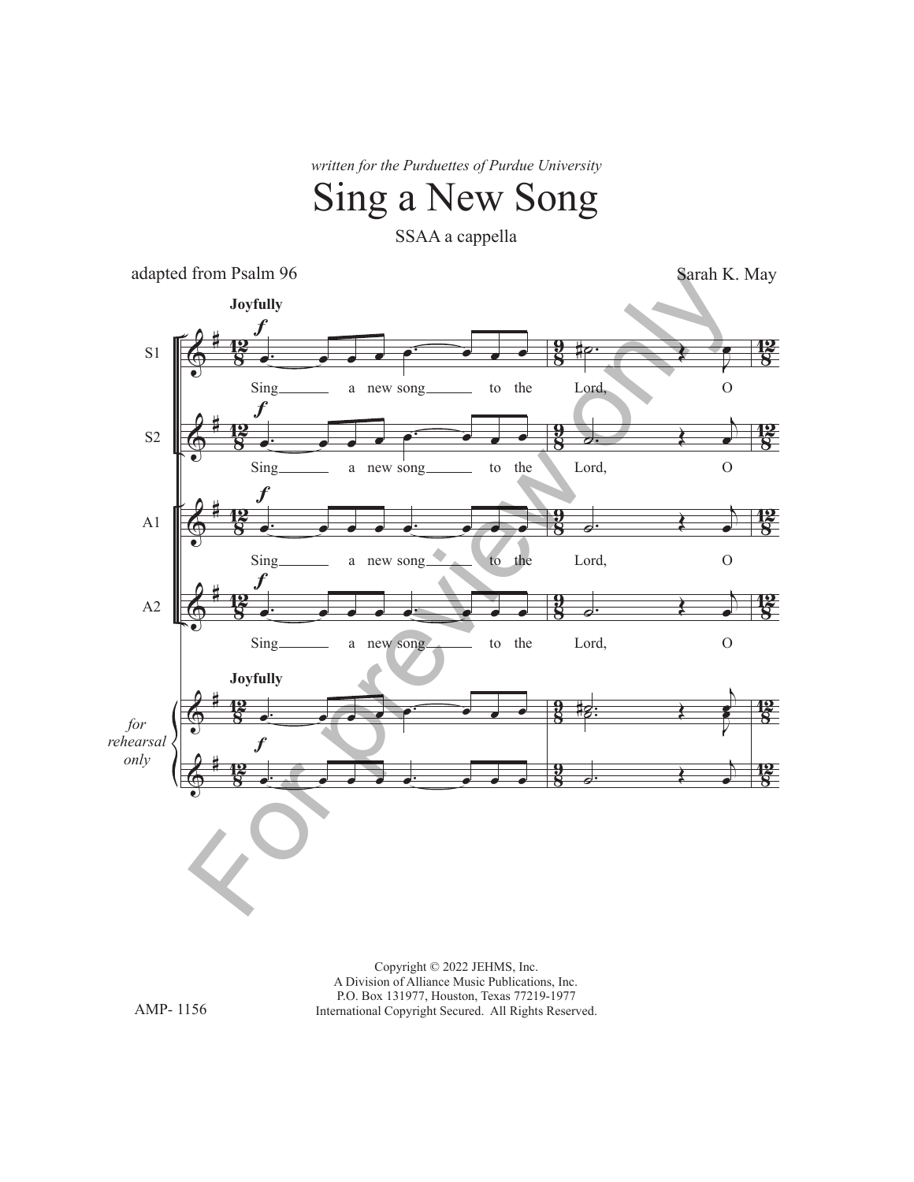*written for the Purduettes of Purdue University*

# Sing a New Song

SSAA a cappella

adapted from Psalm 96

Sarah K. May

Copyright © 2022 JEHMS, Inc.
A Division of Alliance Music Publications, Inc.
P.O. Box 131977, Houston, Texas 77219-1977
International Copyright Secured. All Rights Reserved.

AMP- 1156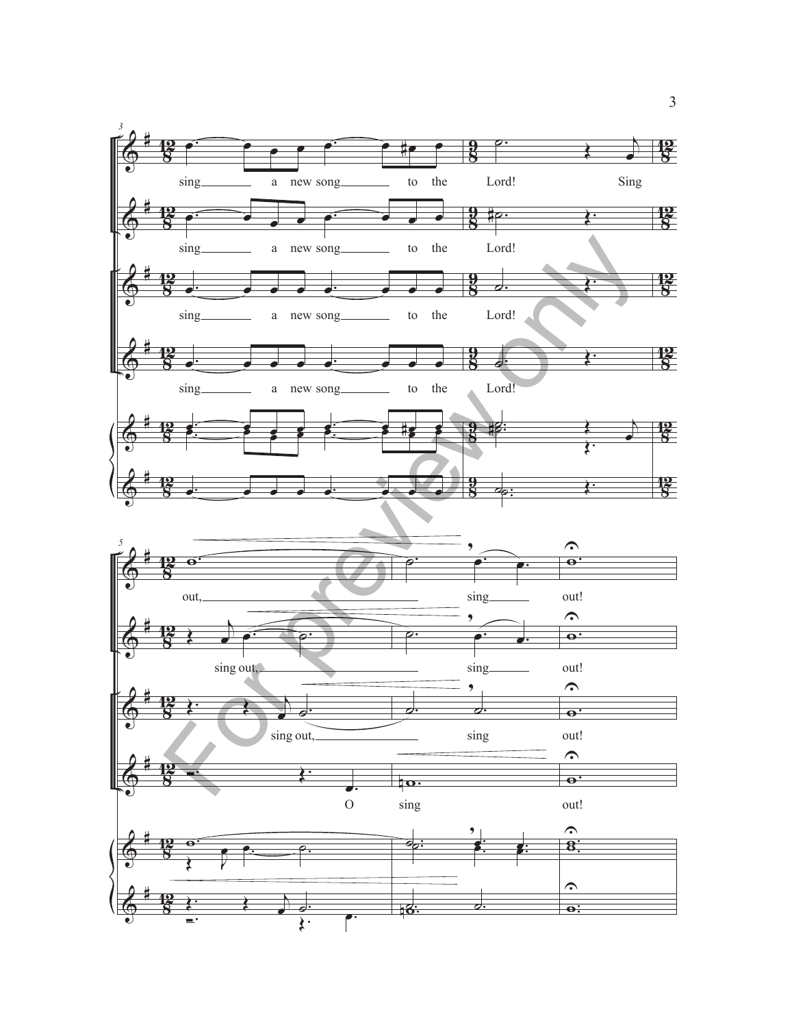sing a new song to the Lord! Sing

sing a new song to the Lord!

sing a new song to the Lord!

sing a new song to the Lord!

out, sing out!

sing out, sing out!

sing out, sing out!

O sing out!

For preview only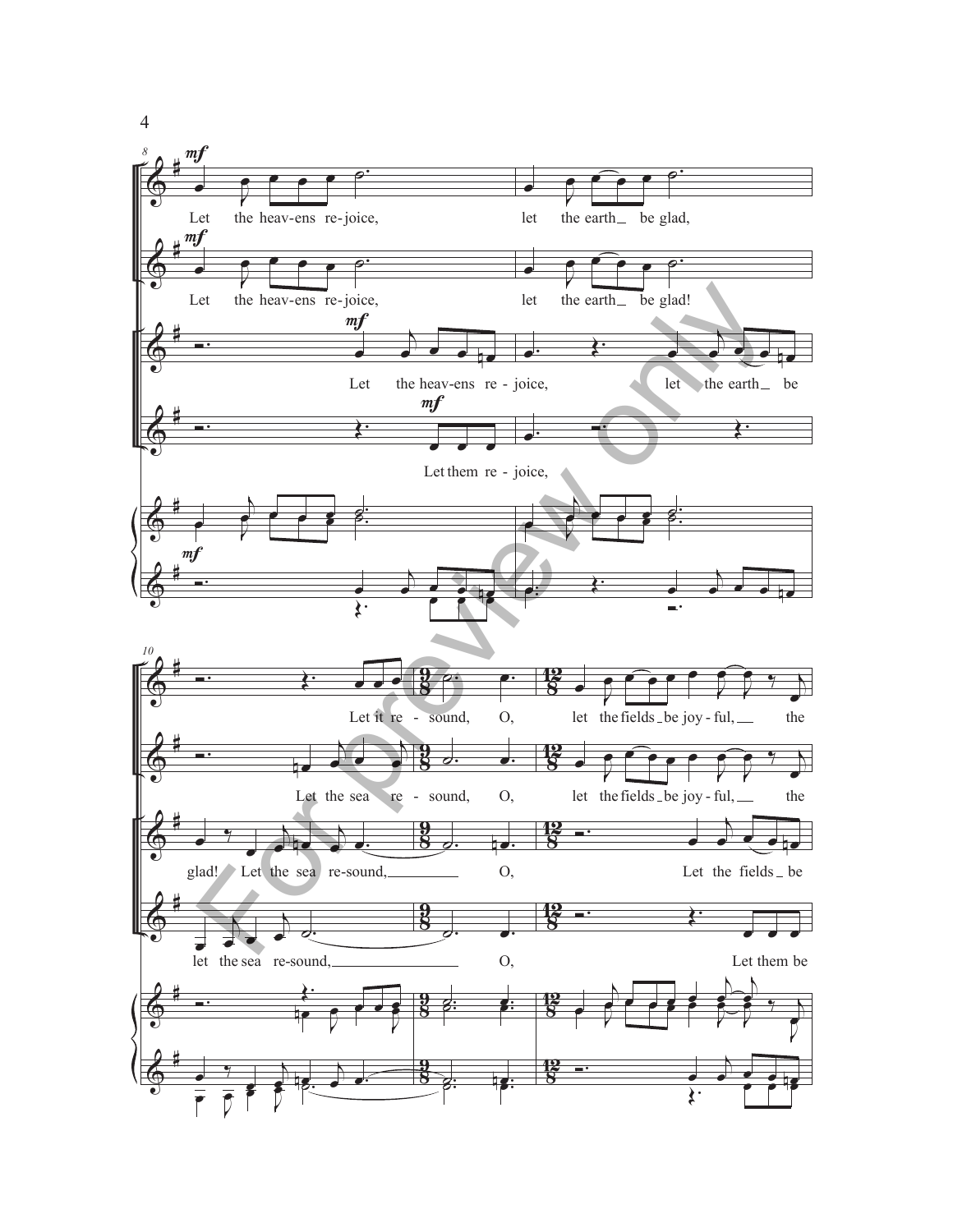Let the heav-ens re-joice, let the earth be glad,

Let the heav-ens re-joice, let the earth be glad!

Let the heav-ens re - joice, let the earth be

Let them re - joice,

Let it re - sound, O, let the fields be joy - ful, the

Let the sea re - sound, O, let the fields be joy - ful, the

glad! Let the sea re-sound, O, Let the fields be

let the sea re-sound, O, Let them be

For preview only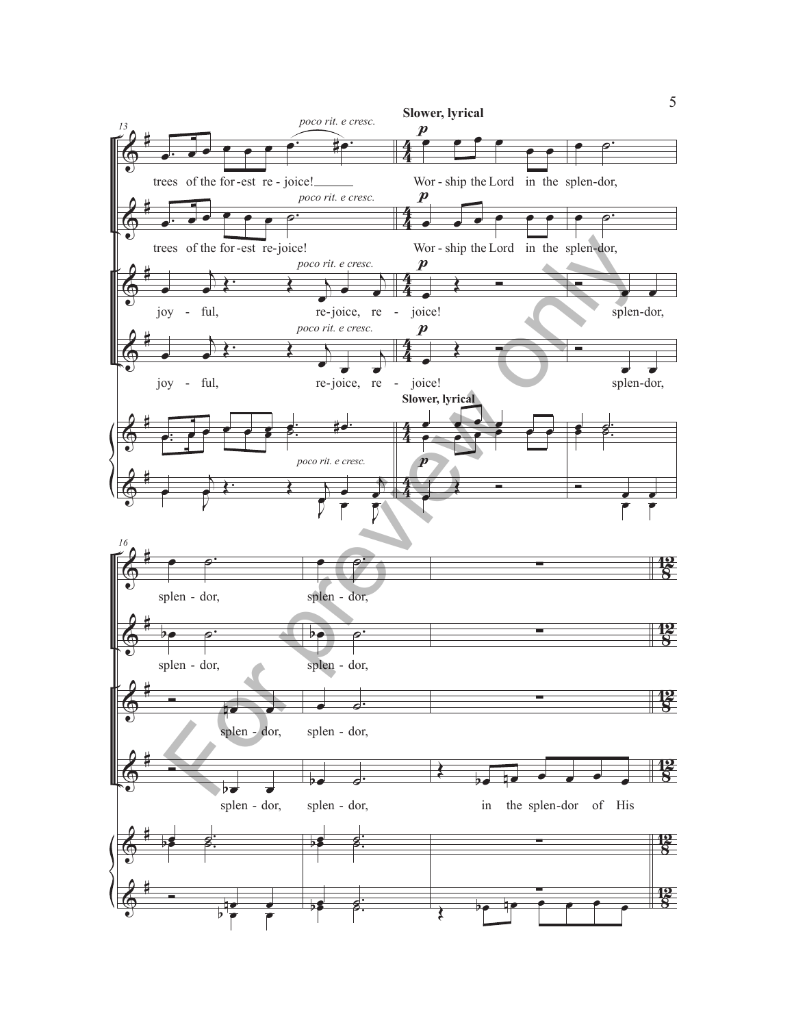**Slower, lyrical**

*poco rit. e cresc.*

trees of the for - est re - joice! Wor - ship the Lord in the splen - dor,

trees of the for - est re - joice! Wor - ship the Lord in the splen - dor,

joy - ful, re - joice, re - joice! splen - dor,

joy - ful, re - joice, re - joice! splen - dor,

splen - dor, splen - dor,

splen - dor, splen - dor,

splen - dor, splen - dor,

splen - dor, splen - dor, in the splen - dor of His

For preview only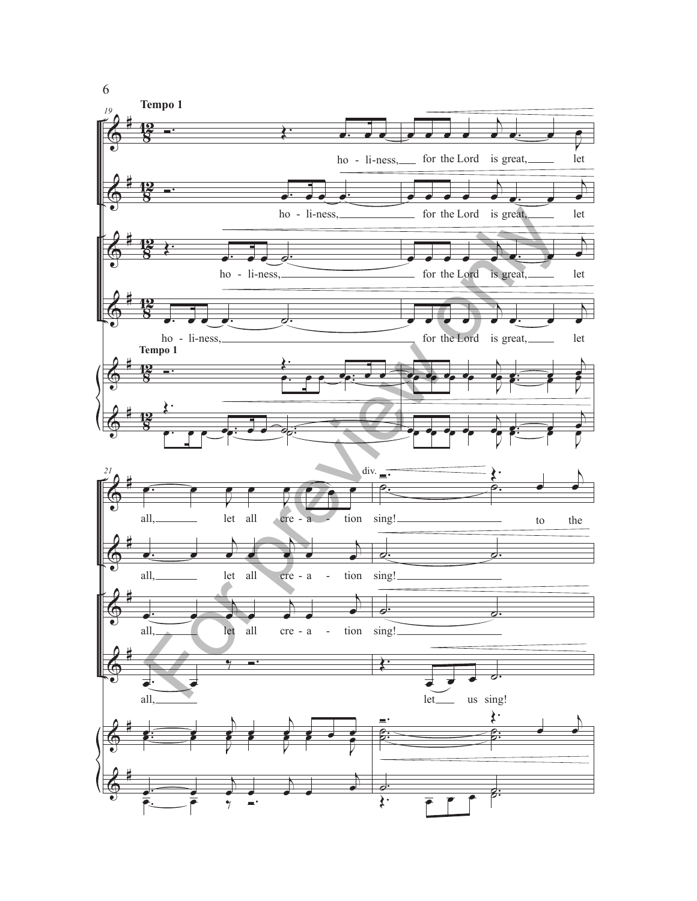**Tempo 1**

ho - li-ness, for the Lord is great, let

ho - li-ness, for the Lord is great, let

ho - li-ness, for the Lord is great, let

ho - li-ness, for the Lord is great, let

**Tempo 1**

div.

all, let all cre - a - tion sing! to the

all, let all cre - a - tion sing!

all, let all cre - a - tion sing!

all, let us sing!

For preview only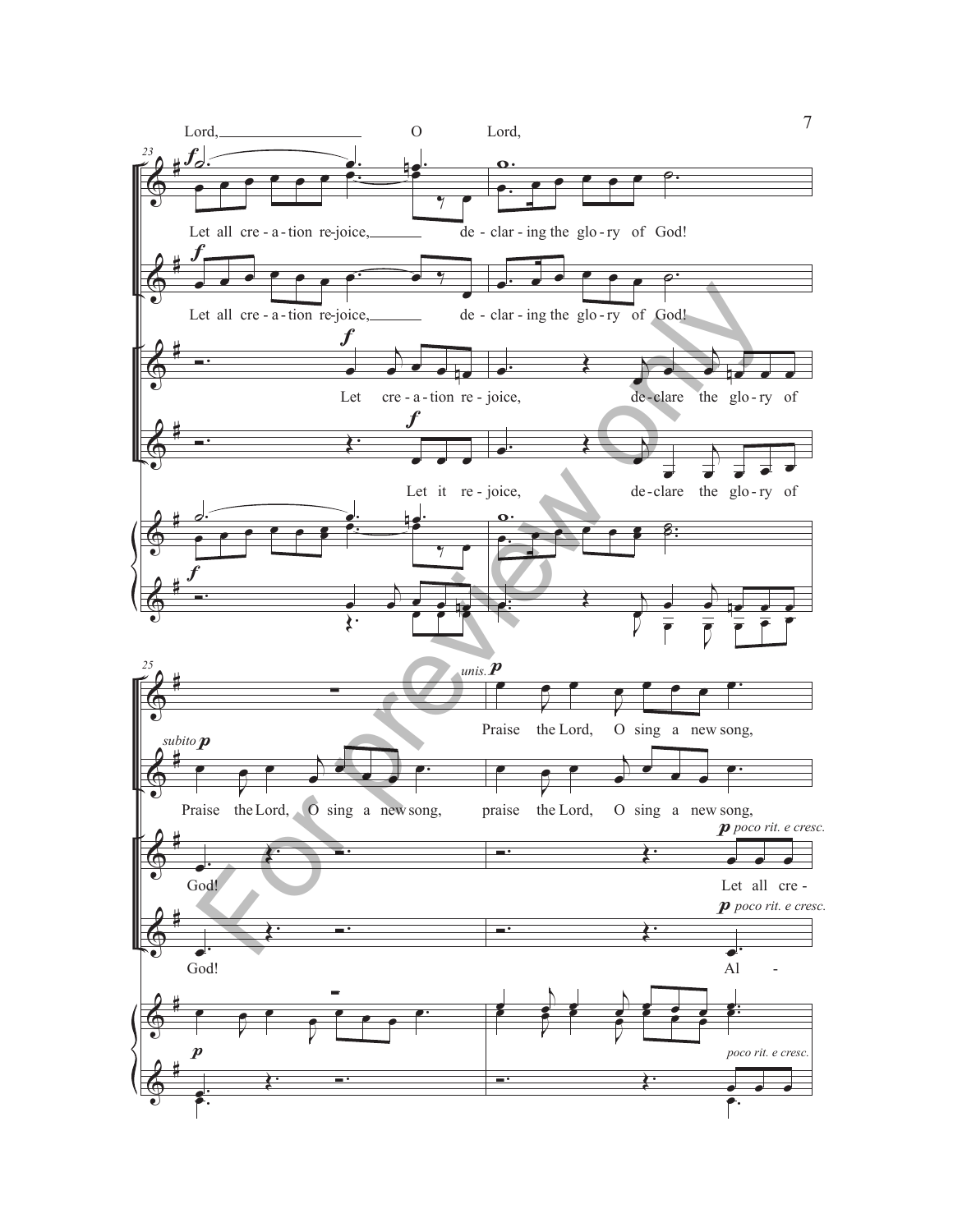Lord, O Lord,

Let all cre - a - tion re-joice, de - clar - ing the glo - ry of God!

Let all cre - a - tion re-joice, de - clar - ing the glo - ry of God!

Let cre - a - tion re - joice, de - clare the glo - ry of

Let it re - joice, de - clare the glo - ry of

*unis.* Praise the Lord, O sing a new song,

*subito* **p** Praise the Lord, O sing a new song, praise the Lord, O sing a new song,

God! **p** *poco rit. e cresc.* Let all cre -

God! **p** *poco rit. e cresc.* Al -

*poco rit. e cresc.*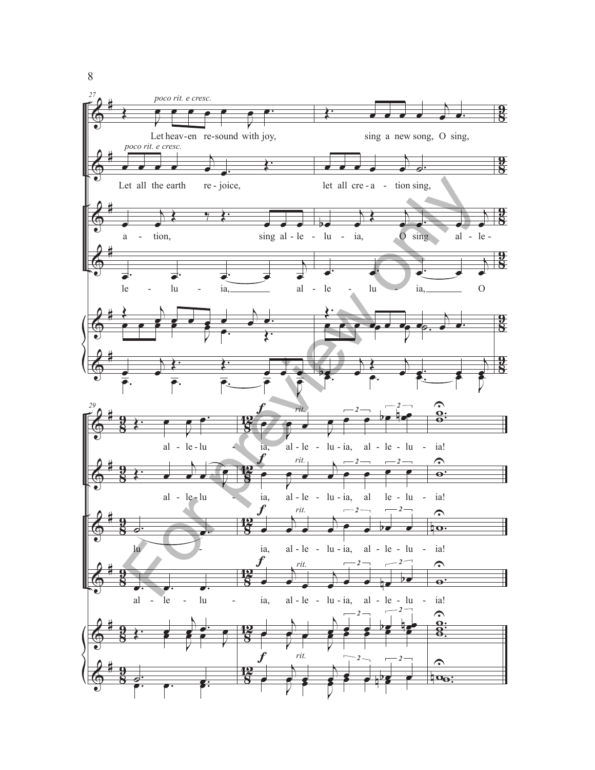27

*poco rit. e cresc.*

Let heav-en re-sound with joy, sing a new song, O sing,

*poco rit. e cresc.*

Let all the earth re-joice, let all cre-a-tion sing,

a-tion, sing al-le-lu-ia, O sing al-le-

le-lu-ia, al-le-lu-ia, O

29

*f* *rit.*

al-le-lu-ia, al-le-lu-ia, al-le-lu-ia!

*f* *rit.*

al-le-lu-ia, al-le-lu-ia, al le-lu-ia!

*f* *rit.*

lu-ia, al-le-lu-ia, al-le-lu-ia!

*f* *rit.*

al-le-lu-ia, al-le-lu-ia, al-le-lu-ia!

*f* *rit.*

For preview only